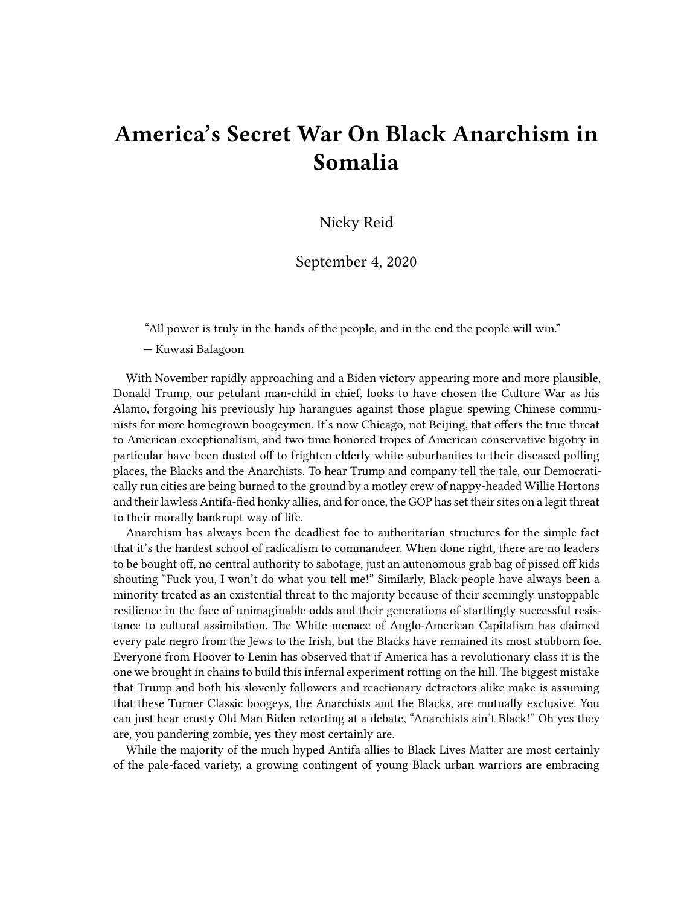# America's Secret War On Black Anarchism in Somalia

Nicky Reid

September 4, 2020

> "All power is truly in the hands of the people, and in the end the people will win."
>
> — Kuwasi Balagoon

With November rapidly approaching and a Biden victory appearing more and more plausible, Donald Trump, our petulant man-child in chief, looks to have chosen the Culture War as his Alamo, forgoing his previously hip harangues against those plague spewing Chinese communists for more homegrown boogeymen. It's now Chicago, not Beijing, that offers the true threat to American exceptionalism, and two time honored tropes of American conservative bigotry in particular have been dusted off to frighten elderly white suburbanites to their diseased polling places, the Blacks and the Anarchists. To hear Trump and company tell the tale, our Democratically run cities are being burned to the ground by a motley crew of nappy-headed Willie Hortons and their lawless Antifa-fied honky allies, and for once, the GOP has set their sites on a legit threat to their morally bankrupt way of life.

Anarchism has always been the deadliest foe to authoritarian structures for the simple fact that it's the hardest school of radicalism to commandeer. When done right, there are no leaders to be bought off, no central authority to sabotage, just an autonomous grab bag of pissed off kids shouting "Fuck you, I won't do what you tell me!" Similarly, Black people have always been a minority treated as an existential threat to the majority because of their seemingly unstoppable resilience in the face of unimaginable odds and their generations of startlingly successful resistance to cultural assimilation. The White menace of Anglo-American Capitalism has claimed every pale negro from the Jews to the Irish, but the Blacks have remained its most stubborn foe. Everyone from Hoover to Lenin has observed that if America has a revolutionary class it is the one we brought in chains to build this infernal experiment rotting on the hill. The biggest mistake that Trump and both his slovenly followers and reactionary detractors alike make is assuming that these Turner Classic boogeys, the Anarchists and the Blacks, are mutually exclusive. You can just hear crusty Old Man Biden retorting at a debate, "Anarchists ain't Black!" Oh yes they are, you pandering zombie, yes they most certainly are.

While the majority of the much hyped Antifa allies to Black Lives Matter are most certainly of the pale-faced variety, a growing contingent of young Black urban warriors are embracing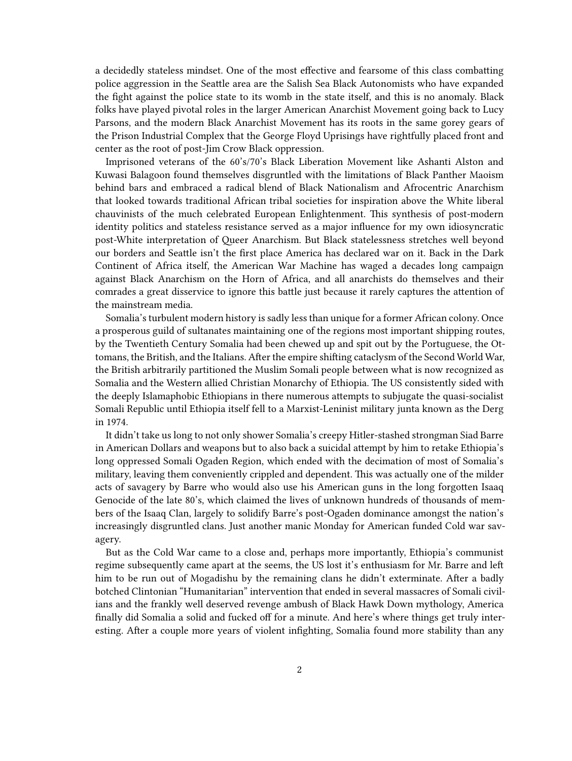a decidedly stateless mindset. One of the most effective and fearsome of this class combatting police aggression in the Seattle area are the Salish Sea Black Autonomists who have expanded the fight against the police state to its womb in the state itself, and this is no anomaly. Black folks have played pivotal roles in the larger American Anarchist Movement going back to Lucy Parsons, and the modern Black Anarchist Movement has its roots in the same gorey gears of the Prison Industrial Complex that the George Floyd Uprisings have rightfully placed front and center as the root of post-Jim Crow Black oppression.

Imprisoned veterans of the 60's/70's Black Liberation Movement like Ashanti Alston and Kuwasi Balagoon found themselves disgruntled with the limitations of Black Panther Maoism behind bars and embraced a radical blend of Black Nationalism and Afrocentric Anarchism that looked towards traditional African tribal societies for inspiration above the White liberal chauvinists of the much celebrated European Enlightenment. This synthesis of post-modern identity politics and stateless resistance served as a major influence for my own idiosyncratic post-White interpretation of Queer Anarchism. But Black statelessness stretches well beyond our borders and Seattle isn't the first place America has declared war on it. Back in the Dark Continent of Africa itself, the American War Machine has waged a decades long campaign against Black Anarchism on the Horn of Africa, and all anarchists do themselves and their comrades a great disservice to ignore this battle just because it rarely captures the attention of the mainstream media.

Somalia's turbulent modern history is sadly less than unique for a former African colony. Once a prosperous guild of sultanates maintaining one of the regions most important shipping routes, by the Twentieth Century Somalia had been chewed up and spit out by the Portuguese, the Ottomans, the British, and the Italians. After the empire shifting cataclysm of the Second World War, the British arbitrarily partitioned the Muslim Somali people between what is now recognized as Somalia and the Western allied Christian Monarchy of Ethiopia. The US consistently sided with the deeply Islamaphobic Ethiopians in there numerous attempts to subjugate the quasi-socialist Somali Republic until Ethiopia itself fell to a Marxist-Leninist military junta known as the Derg in 1974.

It didn't take us long to not only shower Somalia's creepy Hitler-stashed strongman Siad Barre in American Dollars and weapons but to also back a suicidal attempt by him to retake Ethiopia's long oppressed Somali Ogaden Region, which ended with the decimation of most of Somalia's military, leaving them conveniently crippled and dependent. This was actually one of the milder acts of savagery by Barre who would also use his American guns in the long forgotten Isaaq Genocide of the late 80's, which claimed the lives of unknown hundreds of thousands of members of the Isaaq Clan, largely to solidify Barre's post-Ogaden dominance amongst the nation's increasingly disgruntled clans. Just another manic Monday for American funded Cold war savagery.

But as the Cold War came to a close and, perhaps more importantly, Ethiopia's communist regime subsequently came apart at the seems, the US lost it's enthusiasm for Mr. Barre and left him to be run out of Mogadishu by the remaining clans he didn't exterminate. After a badly botched Clintonian "Humanitarian" intervention that ended in several massacres of Somali civilians and the frankly well deserved revenge ambush of Black Hawk Down mythology, America finally did Somalia a solid and fucked off for a minute. And here's where things get truly interesting. After a couple more years of violent infighting, Somalia found more stability than any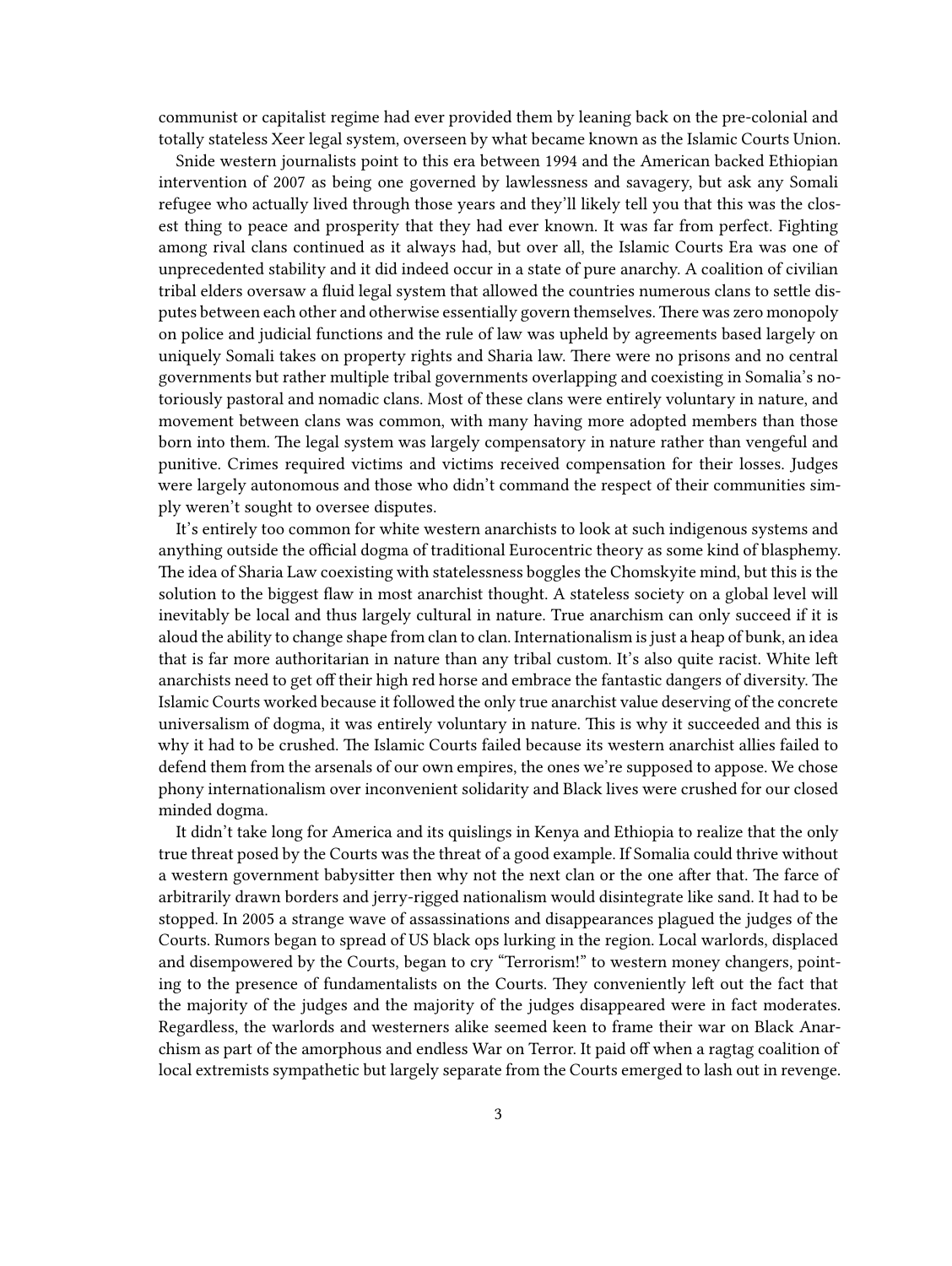communist or capitalist regime had ever provided them by leaning back on the pre-colonial and totally stateless Xeer legal system, overseen by what became known as the Islamic Courts Union.

Snide western journalists point to this era between 1994 and the American backed Ethiopian intervention of 2007 as being one governed by lawlessness and savagery, but ask any Somali refugee who actually lived through those years and they'll likely tell you that this was the closest thing to peace and prosperity that they had ever known. It was far from perfect. Fighting among rival clans continued as it always had, but over all, the Islamic Courts Era was one of unprecedented stability and it did indeed occur in a state of pure anarchy. A coalition of civilian tribal elders oversaw a fluid legal system that allowed the countries numerous clans to settle disputes between each other and otherwise essentially govern themselves. There was zero monopoly on police and judicial functions and the rule of law was upheld by agreements based largely on uniquely Somali takes on property rights and Sharia law. There were no prisons and no central governments but rather multiple tribal governments overlapping and coexisting in Somalia's notoriously pastoral and nomadic clans. Most of these clans were entirely voluntary in nature, and movement between clans was common, with many having more adopted members than those born into them. The legal system was largely compensatory in nature rather than vengeful and punitive. Crimes required victims and victims received compensation for their losses. Judges were largely autonomous and those who didn't command the respect of their communities simply weren't sought to oversee disputes.

It's entirely too common for white western anarchists to look at such indigenous systems and anything outside the official dogma of traditional Eurocentric theory as some kind of blasphemy. The idea of Sharia Law coexisting with statelessness boggles the Chomskyite mind, but this is the solution to the biggest flaw in most anarchist thought. A stateless society on a global level will inevitably be local and thus largely cultural in nature. True anarchism can only succeed if it is aloud the ability to change shape from clan to clan. Internationalism is just a heap of bunk, an idea that is far more authoritarian in nature than any tribal custom. It's also quite racist. White left anarchists need to get off their high red horse and embrace the fantastic dangers of diversity. The Islamic Courts worked because it followed the only true anarchist value deserving of the concrete universalism of dogma, it was entirely voluntary in nature. This is why it succeeded and this is why it had to be crushed. The Islamic Courts failed because its western anarchist allies failed to defend them from the arsenals of our own empires, the ones we're supposed to appose. We chose phony internationalism over inconvenient solidarity and Black lives were crushed for our closed minded dogma.

It didn't take long for America and its quislings in Kenya and Ethiopia to realize that the only true threat posed by the Courts was the threat of a good example. If Somalia could thrive without a western government babysitter then why not the next clan or the one after that. The farce of arbitrarily drawn borders and jerry-rigged nationalism would disintegrate like sand. It had to be stopped. In 2005 a strange wave of assassinations and disappearances plagued the judges of the Courts. Rumors began to spread of US black ops lurking in the region. Local warlords, displaced and disempowered by the Courts, began to cry "Terrorism!" to western money changers, pointing to the presence of fundamentalists on the Courts. They conveniently left out the fact that the majority of the judges and the majority of the judges disappeared were in fact moderates. Regardless, the warlords and westerners alike seemed keen to frame their war on Black Anarchism as part of the amorphous and endless War on Terror. It paid off when a ragtag coalition of local extremists sympathetic but largely separate from the Courts emerged to lash out in revenge.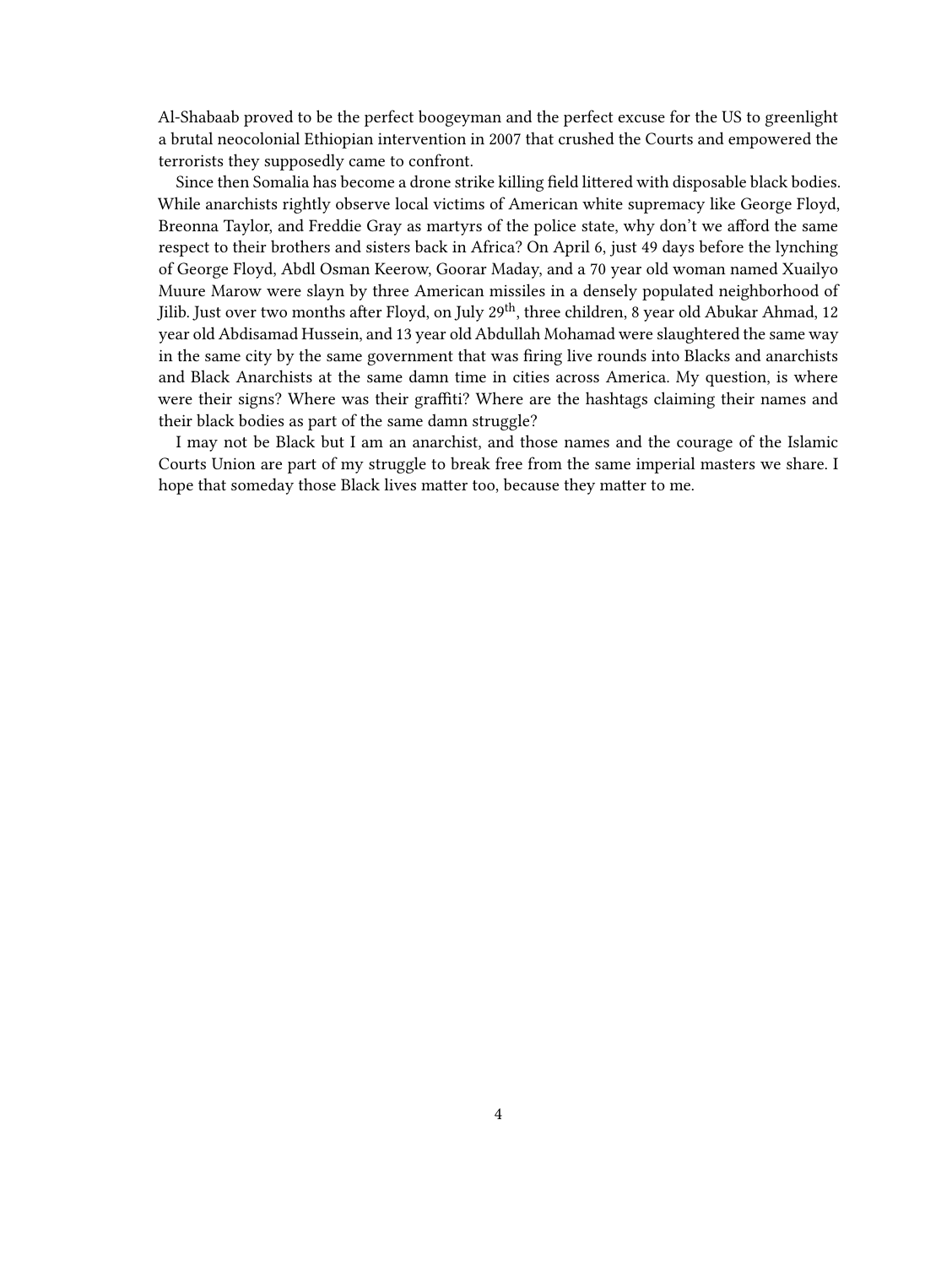Al-Shabaab proved to be the perfect boogeyman and the perfect excuse for the US to greenlight a brutal neocolonial Ethiopian intervention in 2007 that crushed the Courts and empowered the terrorists they supposedly came to confront.

Since then Somalia has become a drone strike killing field littered with disposable black bodies. While anarchists rightly observe local victims of American white supremacy like George Floyd, Breonna Taylor, and Freddie Gray as martyrs of the police state, why don't we afford the same respect to their brothers and sisters back in Africa? On April 6, just 49 days before the lynching of George Floyd, Abdl Osman Keerow, Goorar Maday, and a 70 year old woman named Xuailyo Muure Marow were slayn by three American missiles in a densely populated neighborhood of Jilib. Just over two months after Floyd, on July 29th, three children, 8 year old Abukar Ahmad, 12 year old Abdisamad Hussein, and 13 year old Abdullah Mohamad were slaughtered the same way in the same city by the same government that was firing live rounds into Blacks and anarchists and Black Anarchists at the same damn time in cities across America. My question, is where were their signs? Where was their graffiti? Where are the hashtags claiming their names and their black bodies as part of the same damn struggle?

I may not be Black but I am an anarchist, and those names and the courage of the Islamic Courts Union are part of my struggle to break free from the same imperial masters we share. I hope that someday those Black lives matter too, because they matter to me.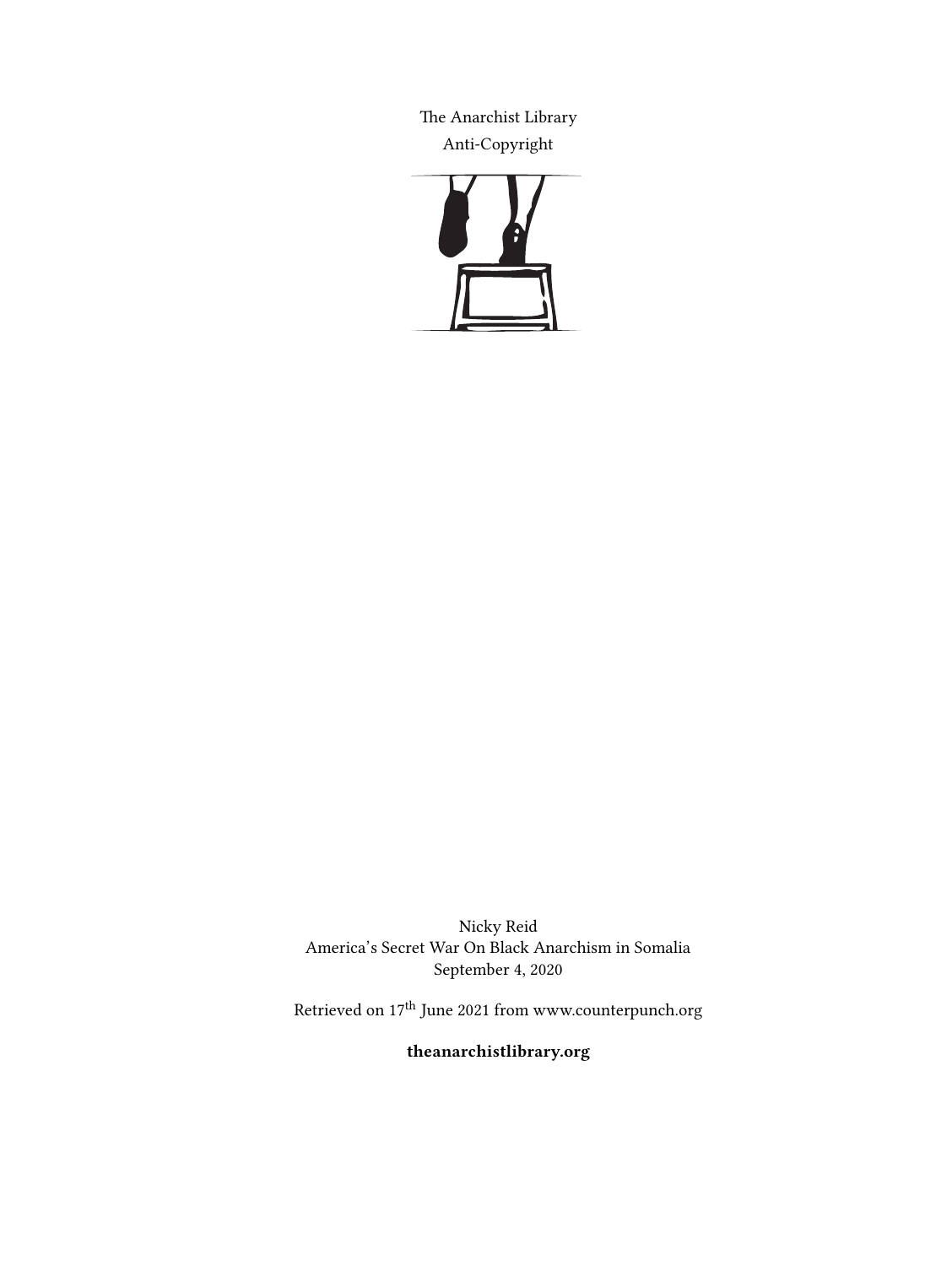The Anarchist Library
Anti-Copyright

Nicky Reid
America's Secret War On Black Anarchism in Somalia
September 4, 2020

Retrieved on 17th June 2021 from www.counterpunch.org

**theanarchistlibrary.org**